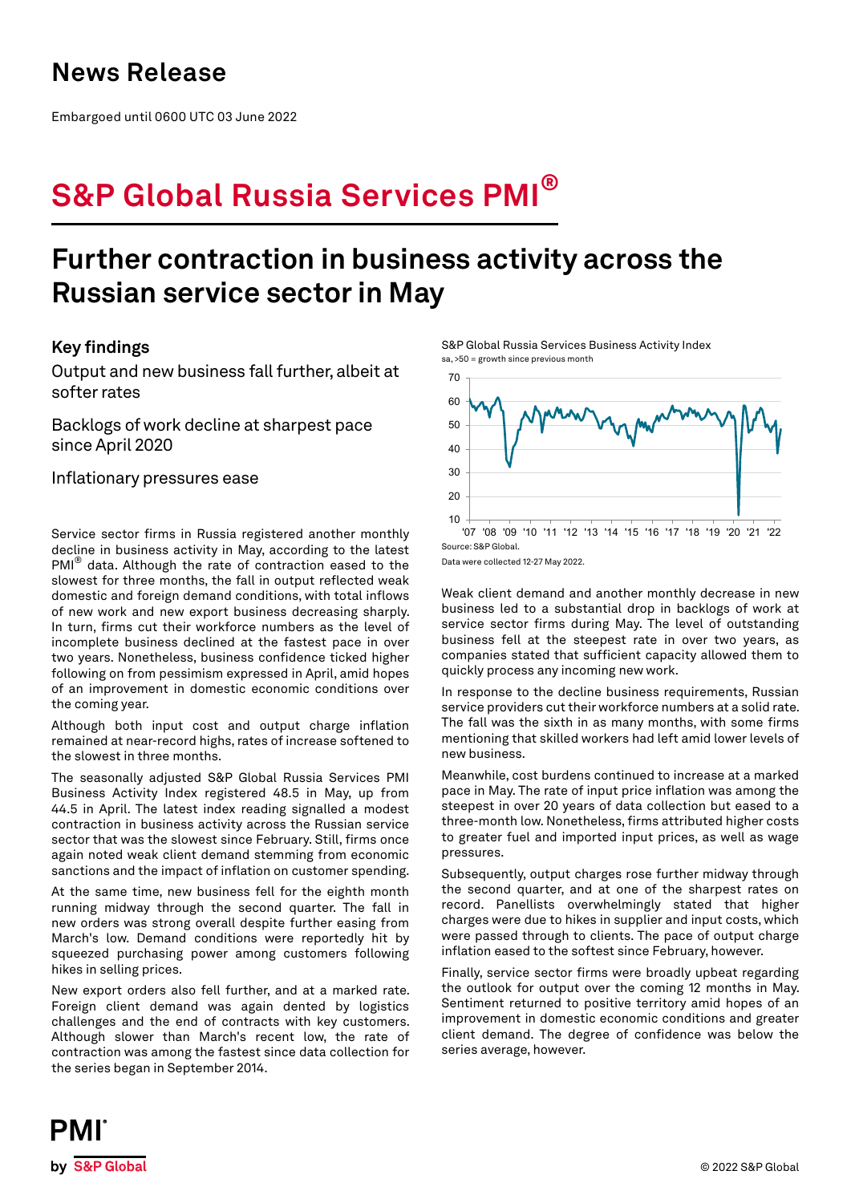# News Release

Embargoed until 0600 UTC 03 June 2022

# S&P Global Russia Services PMI®

## Further contraction in business activity across the Russian service sector in May

### Key findings

Output and new business fall further, albeit at softer rates

Backlogs of work decline at sharpest pace since April 2020

Inflationary pressures ease

S&P Global Russia Services Business Activity Index
sa, >50 = growth since previous month

Source: S&P Global.

Data were collected 12-27 May 2022.

Service sector firms in Russia registered another monthly decline in business activity in May, according to the latest PMI® data. Although the rate of contraction eased to the slowest for three months, the fall in output reflected weak domestic and foreign demand conditions, with total inflows of new work and new export business decreasing sharply. In turn, firms cut their workforce numbers as the level of incomplete business declined at the fastest pace in over two years. Nonetheless, business confidence ticked higher following on from pessimism expressed in April, amid hopes of an improvement in domestic economic conditions over the coming year.

Although both input cost and output charge inflation remained at near-record highs, rates of increase softened to the slowest in three months.

The seasonally adjusted S&P Global Russia Services PMI Business Activity Index registered 48.5 in May, up from 44.5 in April. The latest index reading signalled a modest contraction in business activity across the Russian service sector that was the slowest since February. Still, firms once again noted weak client demand stemming from economic sanctions and the impact of inflation on customer spending.

At the same time, new business fell for the eighth month running midway through the second quarter. The fall in new orders was strong overall despite further easing from March's low. Demand conditions were reportedly hit by squeezed purchasing power among customers following hikes in selling prices.

New export orders also fell further, and at a marked rate. Foreign client demand was again dented by logistics challenges and the end of contracts with key customers. Although slower than March's recent low, the rate of contraction was among the fastest since data collection for the series began in September 2014.

Weak client demand and another monthly decrease in new business led to a substantial drop in backlogs of work at service sector firms during May. The level of outstanding business fell at the steepest rate in over two years, as companies stated that sufficient capacity allowed them to quickly process any incoming new work.

In response to the decline business requirements, Russian service providers cut their workforce numbers at a solid rate. The fall was the sixth in as many months, with some firms mentioning that skilled workers had left amid lower levels of new business.

Meanwhile, cost burdens continued to increase at a marked pace in May. The rate of input price inflation was among the steepest in over 20 years of data collection but eased to a three-month low. Nonetheless, firms attributed higher costs to greater fuel and imported input prices, as well as wage pressures.

Subsequently, output charges rose further midway through the second quarter, and at one of the sharpest rates on record. Panellists overwhelmingly stated that higher charges were due to hikes in supplier and input costs, which were passed through to clients. The pace of output charge inflation eased to the softest since February, however.

Finally, service sector firms were broadly upbeat regarding the outlook for output over the coming 12 months in May. Sentiment returned to positive territory amid hopes of an improvement in domestic economic conditions and greater client demand. The degree of confidence was below the series average, however.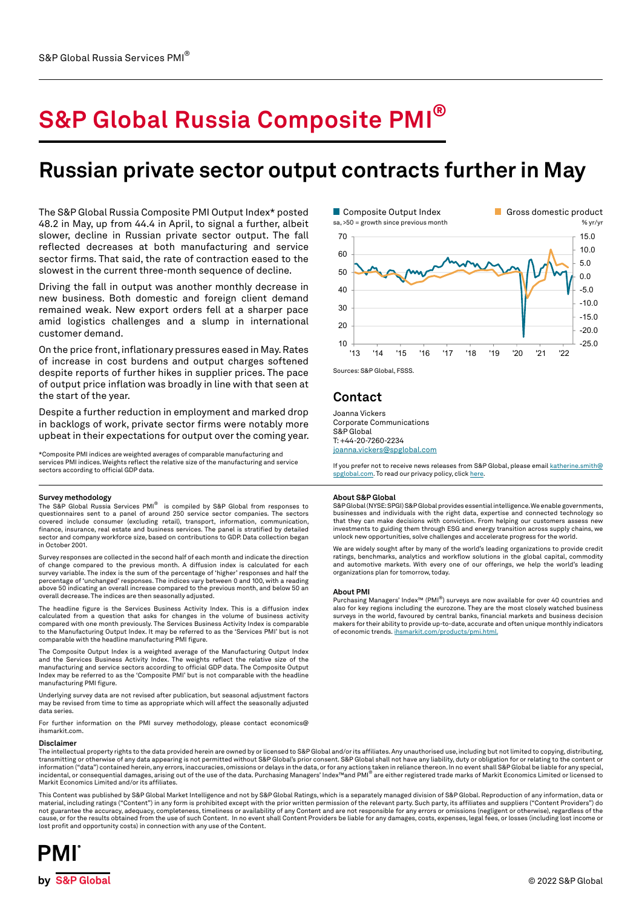# S&P Global Russia Composite PMI®

## Russian private sector output contracts further in May

The S&P Global Russia Composite PMI Output Index* posted 48.2 in May, up from 44.4 in April, to signal a further, albeit slower, decline in Russian private sector output. The fall reflected decreases at both manufacturing and service sector firms. That said, the rate of contraction eased to the slowest in the current three-month sequence of decline.

Driving the fall in output was another monthly decrease in new business. Both domestic and foreign client demand remained weak. New export orders fell at a sharper pace amid logistics challenges and a slump in international customer demand.

On the price front, inflationary pressures eased in May. Rates of increase in cost burdens and output charges softened despite reports of further hikes in supplier prices. The pace of output price inflation was broadly in line with that seen at the start of the year.

Despite a further reduction in employment and marked drop in backlogs of work, private sector firms were notably more upbeat in their expectations for output over the coming year.

*Composite PMI indices are weighted averages of comparable manufacturing and services PMI indices. Weights reflect the relative size of the manufacturing and service sectors according to official GDP data.

Composite Output Index
Gross domestic product
sa, >50 = growth since previous month
% yr/yr
70, 60, 50, 40, 30, 20, 10
15.0, 10.0, 5.0, 0.0, -5.0, -10.0, -15.0, -20.0, -25.0
'13 '14 '15 '16 '17 '18 '19 '20 '21 '22

Sources: S&P Global, FSSS.

## Contact

Joanna Vickers
Corporate Communications
S&P Global
T: +44-20-7260-2234
joanna.vickers@spglobal.com

If you prefer not to receive news releases from S&P Global, please email katherine.smith@spglobal.com. To read our privacy policy, click here.

### Survey methodology

The S&P Global Russia Services PMI® is compiled by S&P Global from responses to questionnaires sent to a panel of around 250 service sector companies. The sectors covered include consumer (excluding retail), transport, information, communication, finance, insurance, real estate and business services. The panel is stratified by detailed sector and company workforce size, based on contributions to GDP. Data collection began in October 2001.

Survey responses are collected in the second half of each month and indicate the direction of change compared to the previous month. A diffusion index is calculated for each survey variable. The index is the sum of the percentage of 'higher' responses and half the percentage of 'unchanged' responses. The indices vary between 0 and 100, with a reading above 50 indicating an overall increase compared to the previous month, and below 50 an overall decrease. The indices are then seasonally adjusted.

The headline figure is the Services Business Activity Index. This is a diffusion index calculated from a question that asks for changes in the volume of business activity compared with one month previously. The Services Business Activity Index is comparable to the Manufacturing Output Index. It may be referred to as the 'Services PMI' but is not comparable with the headline manufacturing PMI figure.

The Composite Output Index is a weighted average of the Manufacturing Output Index and the Services Business Activity Index. The weights reflect the relative size of the manufacturing and service sectors according to official GDP data. The Composite Output Index may be referred to as the 'Composite PMI' but is not comparable with the headline manufacturing PMI figure.

Underlying survey data are not revised after publication, but seasonal adjustment factors may be revised from time to time as appropriate which will affect the seasonally adjusted data series.

For further information on the PMI survey methodology, please contact economics@ihsmarkit.com.

### About S&P Global

S&P Global (NYSE: SPGI) S&P Global provides essential intelligence. We enable governments, businesses and individuals with the right data, expertise and connected technology so that they can make decisions with conviction. From helping our customers assess new investments to guiding them through ESG and energy transition across supply chains, we unlock new opportunities, solve challenges and accelerate progress for the world.

We are widely sought after by many of the world's leading organizations to provide credit ratings, benchmarks, analytics and workflow solutions in the global capital, commodity and automotive markets. With every one of our offerings, we help the world's leading organizations plan for tomorrow, today.

### About PMI

Purchasing Managers' Index™ (PMI®) surveys are now available for over 40 countries and also for key regions including the eurozone. They are the most closely watched business surveys in the world, favoured by central banks, financial markets and business decision makers for their ability to provide up-to-date, accurate and often unique monthly indicators of economic trends. ihsmarkit.com/products/pmi.html.

### Disclaimer

The intellectual property rights to the data provided herein are owned by or licensed to S&P Global and/or its affiliates. Any unauthorised use, including but not limited to copying, distributing, transmitting or otherwise of any data appearing is not permitted without S&P Global's prior consent. S&P Global shall not have any liability, duty or obligation for or relating to the content or information ("data") contained herein, any errors, inaccuracies, omissions or delays in the data, or for any actions taken in reliance thereon. In no event shall S&P Global be liable for any special, incidental, or consequential damages, arising out of the use of the data. Purchasing Managers' Index™ and PMI® are either registered trade marks of Markit Economics Limited or licensed to Markit Economics Limited and/or its affiliates.

This Content was published by S&P Global Market Intelligence and not by S&P Global Ratings, which is a separately managed division of S&P Global. Reproduction of any information, data or material, including ratings ("Content") in any form is prohibited except with the prior written permission of the relevant party. Such party, its affiliates and suppliers ("Content Providers") do not guarantee the accuracy, adequacy, completeness, timeliness or availability of any Content and are not responsible for any errors or omissions (negligent or otherwise), regardless of the cause, or for the results obtained from the use of such Content. In no event shall Content Providers be liable for any damages, costs, expenses, legal fees, or losses (including lost income or lost profit and opportunity costs) in connection with any use of the Content.

PMI by S&P Global

© 2022 S&P Global